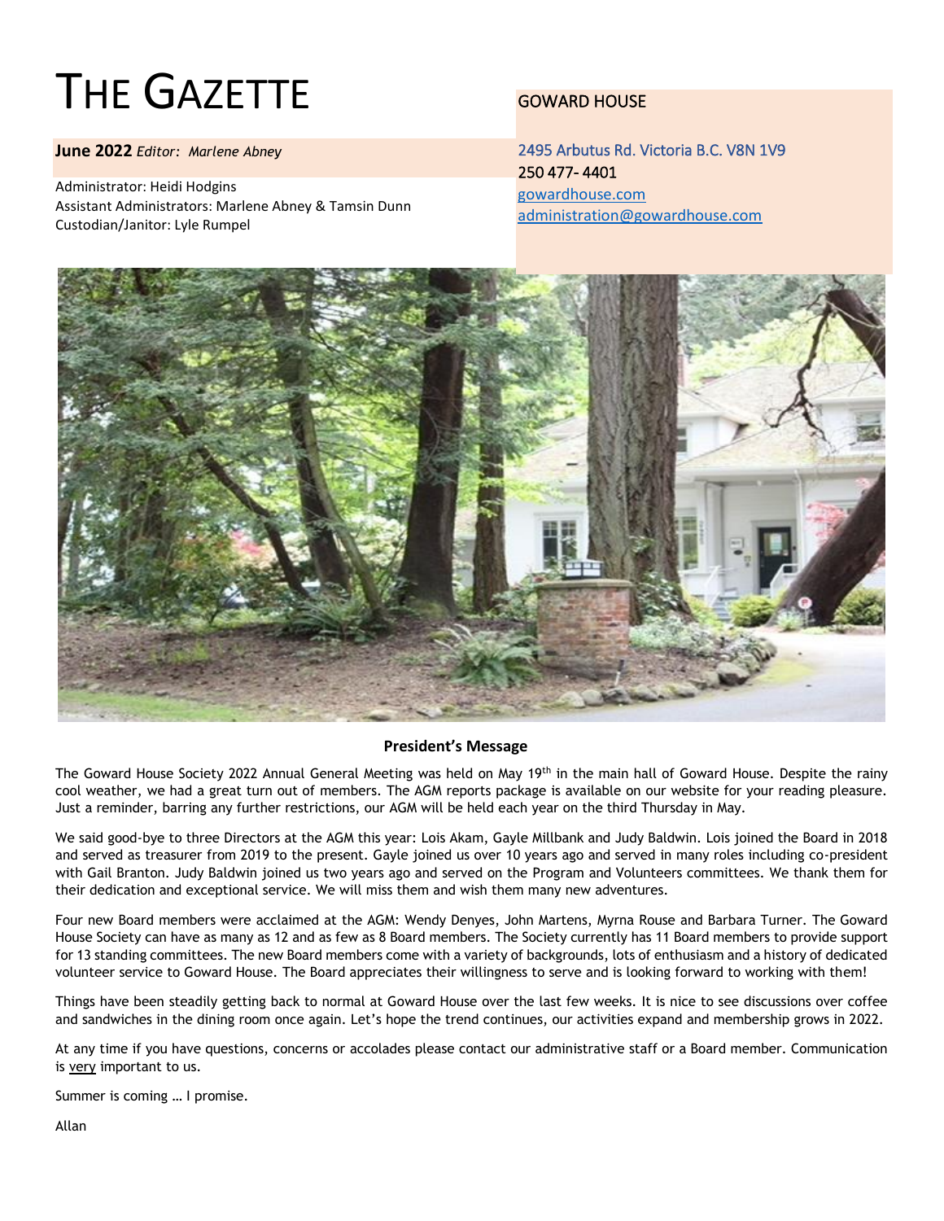# THE GAZETTE

**June 2022** *Editor: Marlene Abney*

Administrator: Heidi Hodgins
Assistant Administrators: Marlene Abney & Tamsin Dunn
Custodian/Janitor: Lyle Rumpel

GOWARD HOUSE

2495 Arbutus Rd. Victoria B.C. V8N 1V9
250 477- 4401
gowardhouse.com
administration@gowardhouse.com

**President's Message**

The Goward House Society 2022 Annual General Meeting was held on May 19th in the main hall of Goward House. Despite the rainy cool weather, we had a great turn out of members. The AGM reports package is available on our website for your reading pleasure. Just a reminder, barring any further restrictions, our AGM will be held each year on the third Thursday in May.

We said good-bye to three Directors at the AGM this year: Lois Akam, Gayle Millbank and Judy Baldwin. Lois joined the Board in 2018 and served as treasurer from 2019 to the present. Gayle joined us over 10 years ago and served in many roles including co-president with Gail Branton. Judy Baldwin joined us two years ago and served on the Program and Volunteers committees. We thank them for their dedication and exceptional service. We will miss them and wish them many new adventures.

Four new Board members were acclaimed at the AGM: Wendy Denyes, John Martens, Myrna Rouse and Barbara Turner. The Goward House Society can have as many as 12 and as few as 8 Board members. The Society currently has 11 Board members to provide support for 13 standing committees. The new Board members come with a variety of backgrounds, lots of enthusiasm and a history of dedicated volunteer service to Goward House. The Board appreciates their willingness to serve and is looking forward to working with them!

Things have been steadily getting back to normal at Goward House over the last few weeks. It is nice to see discussions over coffee and sandwiches in the dining room once again. Let's hope the trend continues, our activities expand and membership grows in 2022.

At any time if you have questions, concerns or accolades please contact our administrative staff or a Board member. Communication is very important to us.

Summer is coming … I promise.

Allan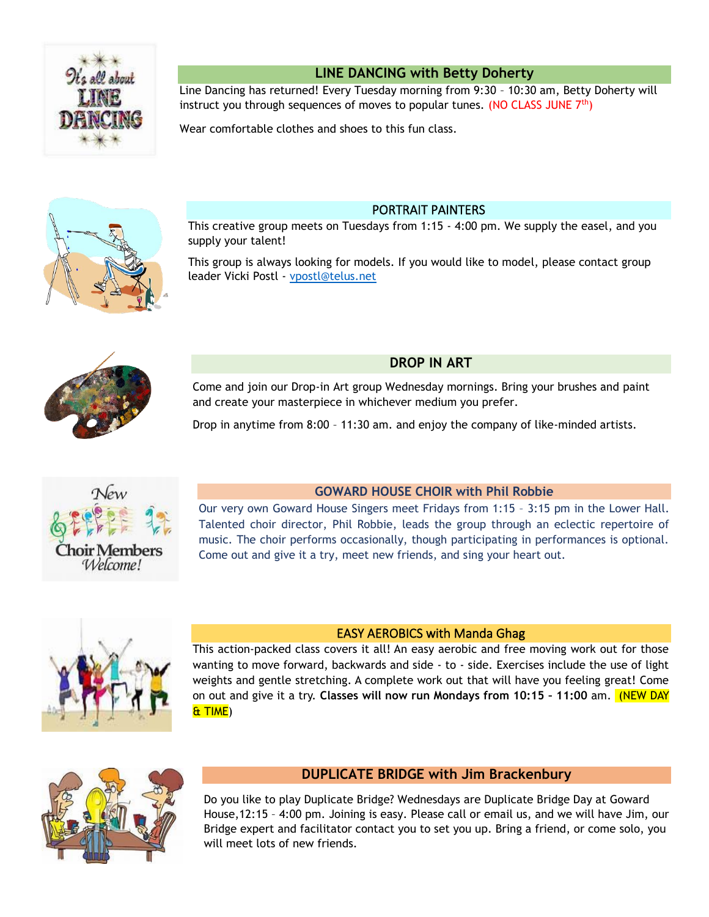## LINE DANCING with Betty Doherty

Line Dancing has returned! Every Tuesday morning from 9:30 – 10:30 am, Betty Doherty will instruct you through sequences of moves to popular tunes. (NO CLASS JUNE 7th)

Wear comfortable clothes and shoes to this fun class.

## PORTRAIT PAINTERS

This creative group meets on Tuesdays from 1:15 - 4:00 pm. We supply the easel, and you supply your talent!

This group is always looking for models. If you would like to model, please contact group leader Vicki Postl - vpostl@telus.net

## DROP IN ART

Come and join our Drop-in Art group Wednesday mornings. Bring your brushes and paint and create your masterpiece in whichever medium you prefer.

Drop in anytime from 8:00 – 11:30 am. and enjoy the company of like-minded artists.

## GOWARD HOUSE CHOIR with Phil Robbie

Our very own Goward House Singers meet Fridays from 1:15 – 3:15 pm in the Lower Hall. Talented choir director, Phil Robbie, leads the group through an eclectic repertoire of music. The choir performs occasionally, though participating in performances is optional. Come out and give it a try, meet new friends, and sing your heart out.

## EASY AEROBICS with Manda Ghag

This action-packed class covers it all! An easy aerobic and free moving work out for those wanting to move forward, backwards and side - to - side. Exercises include the use of light weights and gentle stretching. A complete work out that will have you feeling great! Come on out and give it a try. **Classes will now run Mondays from 10:15 – 11:00** am. (NEW DAY & TIME)

## DUPLICATE BRIDGE with Jim Brackenbury

Do you like to play Duplicate Bridge? Wednesdays are Duplicate Bridge Day at Goward House,12:15 – 4:00 pm. Joining is easy. Please call or email us, and we will have Jim, our Bridge expert and facilitator contact you to set you up. Bring a friend, or come solo, you will meet lots of new friends.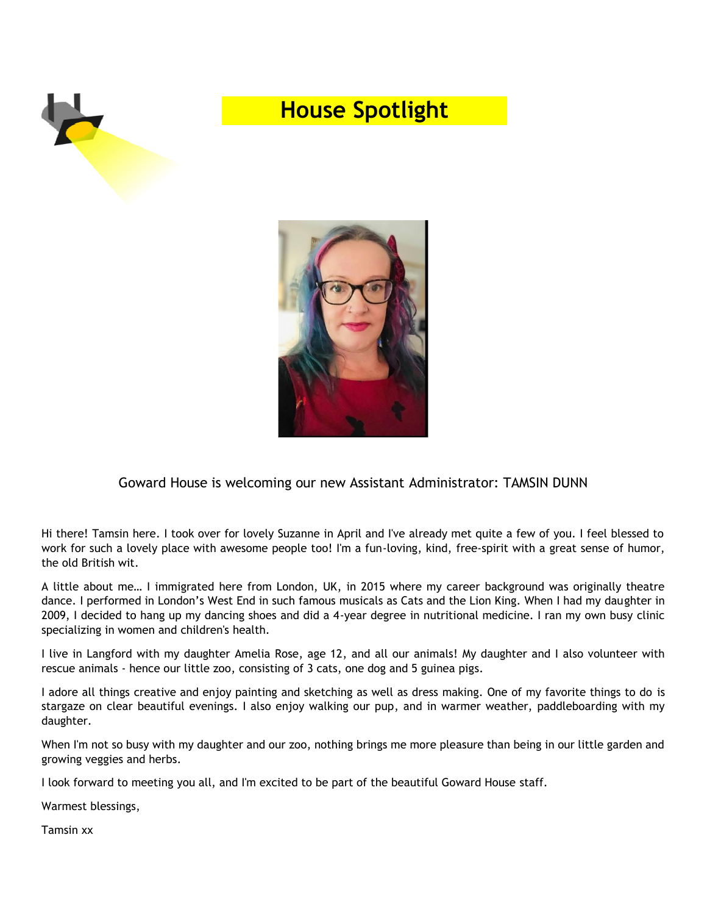# House Spotlight

Goward House is welcoming our new Assistant Administrator: TAMSIN DUNN

Hi there! Tamsin here. I took over for lovely Suzanne in April and I've already met quite a few of you. I feel blessed to work for such a lovely place with awesome people too! I'm a fun-loving, kind, free-spirit with a great sense of humor, the old British wit.

A little about me… I immigrated here from London, UK, in 2015 where my career background was originally theatre dance. I performed in London's West End in such famous musicals as Cats and the Lion King. When I had my daughter in 2009, I decided to hang up my dancing shoes and did a 4-year degree in nutritional medicine. I ran my own busy clinic specializing in women and children's health.

I live in Langford with my daughter Amelia Rose, age 12, and all our animals! My daughter and I also volunteer with rescue animals - hence our little zoo, consisting of 3 cats, one dog and 5 guinea pigs.

I adore all things creative and enjoy painting and sketching as well as dress making. One of my favorite things to do is stargaze on clear beautiful evenings. I also enjoy walking our pup, and in warmer weather, paddleboarding with my daughter.

When I'm not so busy with my daughter and our zoo, nothing brings me more pleasure than being in our little garden and growing veggies and herbs.

I look forward to meeting you all, and I'm excited to be part of the beautiful Goward House staff.

Warmest blessings,

Tamsin xx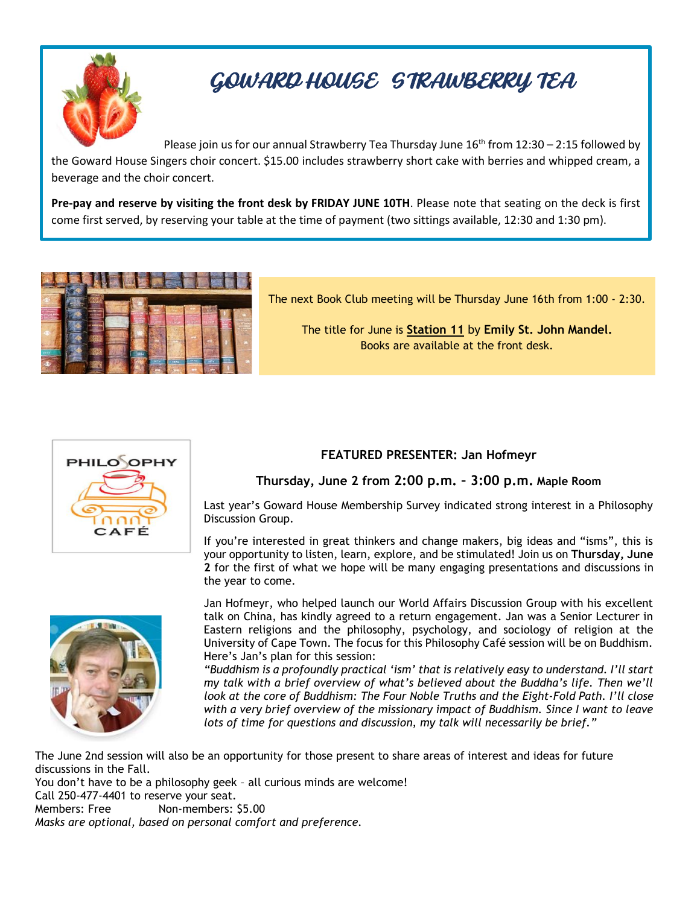# GOWARD HOUSE STRAWBERRY TEA

Please join us for our annual Strawberry Tea Thursday June 16th from 12:30 – 2:15 followed by the Goward House Singers choir concert. $15.00 includes strawberry short cake with berries and whipped cream, a beverage and the choir concert.

**Pre-pay and reserve by visiting the front desk by FRIDAY JUNE 10TH**. Please note that seating on the deck is first come first served, by reserving your table at the time of payment (two sittings available, 12:30 and 1:30 pm).

The next Book Club meeting will be Thursday June 16th from 1:00 - 2:30.

The title for June is **Station 11** by **Emily St. John Mandel.**
Books are available at the front desk.

PHILOSOPHY CAFÉ

**FEATURED PRESENTER: Jan Hofmeyr**

**Thursday, June 2 from 2:00 p.m. – 3:00 p.m. Maple Room**

Last year's Goward House Membership Survey indicated strong interest in a Philosophy Discussion Group.

If you're interested in great thinkers and change makers, big ideas and "isms", this is your opportunity to listen, learn, explore, and be stimulated! Join us on **Thursday, June 2** for the first of what we hope will be many engaging presentations and discussions in the year to come.

Jan Hofmeyr, who helped launch our World Affairs Discussion Group with his excellent talk on China, has kindly agreed to a return engagement. Jan was a Senior Lecturer in Eastern religions and the philosophy, psychology, and sociology of religion at the University of Cape Town. The focus for this Philosophy Café session will be on Buddhism. Here's Jan's plan for this session:
*"Buddhism is a profoundly practical 'ism' that is relatively easy to understand. I'll start my talk with a brief overview of what's believed about the Buddha's life. Then we'll look at the core of Buddhism: The Four Noble Truths and the Eight-Fold Path. I'll close with a very brief overview of the missionary impact of Buddhism. Since I want to leave lots of time for questions and discussion, my talk will necessarily be brief."*

The June 2nd session will also be an opportunity for those present to share areas of interest and ideas for future discussions in the Fall.
You don't have to be a philosophy geek – all curious minds are welcome!
Call 250-477-4401 to reserve your seat.
Members: Free Non-members: $5.00
*Masks are optional, based on personal comfort and preference.*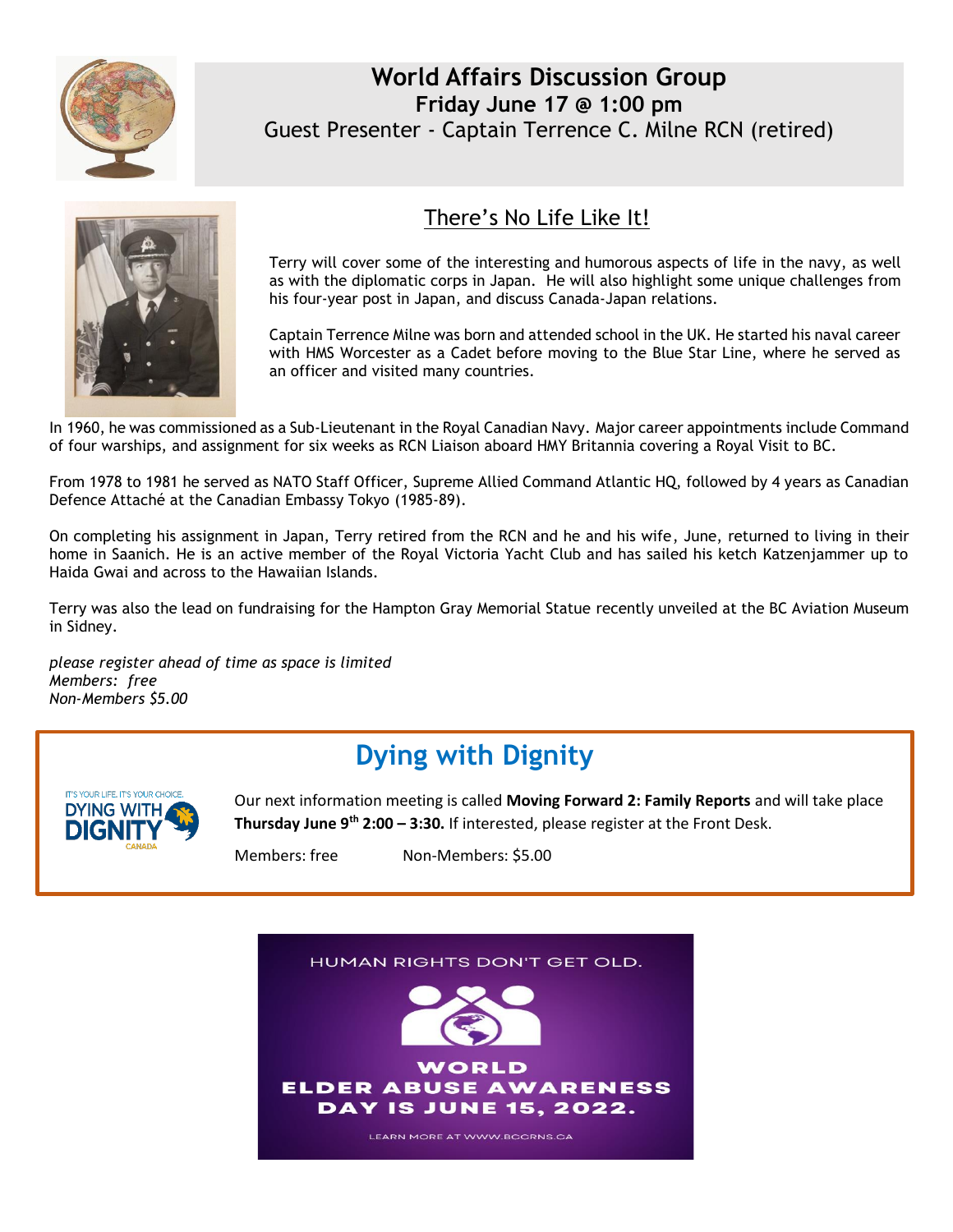# World Affairs Discussion Group

**Friday June 17 @ 1:00 pm**

Guest Presenter - Captain Terrence C. Milne RCN (retired)

## There's No Life Like It!

Terry will cover some of the interesting and humorous aspects of life in the navy, as well as with the diplomatic corps in Japan. He will also highlight some unique challenges from his four-year post in Japan, and discuss Canada-Japan relations.

Captain Terrence Milne was born and attended school in the UK. He started his naval career with HMS Worcester as a Cadet before moving to the Blue Star Line, where he served as an officer and visited many countries.

In 1960, he was commissioned as a Sub-Lieutenant in the Royal Canadian Navy. Major career appointments include Command of four warships, and assignment for six weeks as RCN Liaison aboard HMY Britannia covering a Royal Visit to BC.

From 1978 to 1981 he served as NATO Staff Officer, Supreme Allied Command Atlantic HQ, followed by 4 years as Canadian Defence Attaché at the Canadian Embassy Tokyo (1985-89).

On completing his assignment in Japan, Terry retired from the RCN and he and his wife, June, returned to living in their home in Saanich. He is an active member of the Royal Victoria Yacht Club and has sailed his ketch Katzenjammer up to Haida Gwai and across to the Hawaiian Islands.

Terry was also the lead on fundraising for the Hampton Gray Memorial Statue recently unveiled at the BC Aviation Museum in Sidney.

*please register ahead of time as space is limited*
*Members: free*
*Non-Members $5.00*

# Dying with Dignity

IT'S YOUR LIFE. IT'S YOUR CHOICE. DYING WITH DIGNITY CANADA

Our next information meeting is called **Moving Forward 2: Family Reports** and will take place **Thursday June 9th 2:00 – 3:30.** If interested, please register at the Front Desk.

Members: free Non-Members: $5.00

HUMAN RIGHTS DON'T GET OLD.

**WORLD ELDER ABUSE AWARENESS DAY IS JUNE 15, 2022.**

LEARN MORE AT WWW.BCCRNS.CA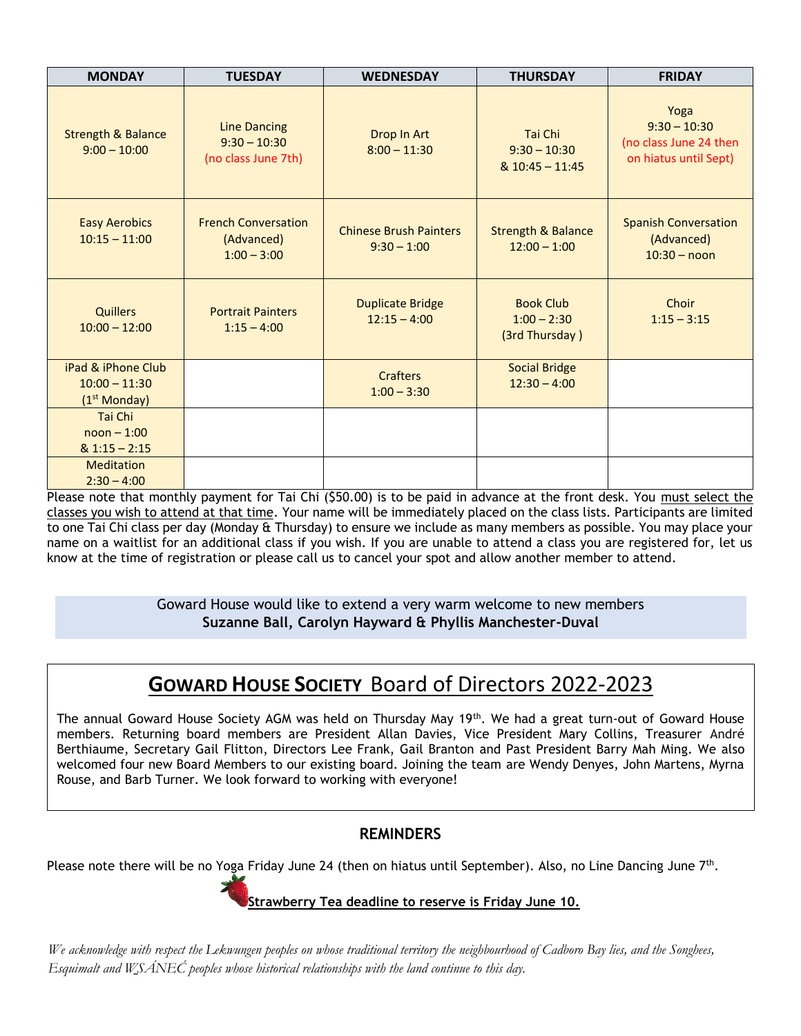| MONDAY | TUESDAY | WEDNESDAY | THURSDAY | FRIDAY |
|---|---|---|---|---|
| Strength & Balance 9:00 – 10:00 | Line Dancing 9:30 – 10:30 (no class June 7th) | Drop In Art 8:00 – 11:30 | Tai Chi 9:30 – 10:30 & 10:45 – 11:45 | Yoga 9:30 – 10:30 (no class June 24 then on hiatus until Sept) |
| Easy Aerobics 10:15 – 11:00 | French Conversation (Advanced) 1:00 – 3:00 | Chinese Brush Painters 9:30 – 1:00 | Strength & Balance 12:00 – 1:00 | Spanish Conversation (Advanced) 10:30 – noon |
| Quillers 10:00 – 12:00 | Portrait Painters 1:15 – 4:00 | Duplicate Bridge 12:15 – 4:00 | Book Club 1:00 – 2:30 (3rd Thursday ) | Choir 1:15 – 3:15 |
| iPad & iPhone Club 10:00 – 11:30 (1st Monday) | | Crafters 1:00 – 3:30 | Social Bridge 12:30 – 4:00 | |
| Tai Chi noon – 1:00 & 1:15 – 2:15 | | | | |
| Meditation 2:30 – 4:00 | | | | |

Please note that monthly payment for Tai Chi ($50.00) is to be paid in advance at the front desk. You must select the classes you wish to attend at that time. Your name will be immediately placed on the class lists. Participants are limited to one Tai Chi class per day (Monday & Thursday) to ensure we include as many members as possible. You may place your name on a waitlist for an additional class if you wish. If you are unable to attend a class you are registered for, let us know at the time of registration or please call us to cancel your spot and allow another member to attend.

Goward House would like to extend a very warm welcome to new members
**Suzanne Ball, Carolyn Hayward & Phyllis Manchester-Duval**

## Goward House Society Board of Directors 2022-2023

The annual Goward House Society AGM was held on Thursday May 19th. We had a great turn-out of Goward House members. Returning board members are President Allan Davies, Vice President Mary Collins, Treasurer André Berthiaume, Secretary Gail Flitton, Directors Lee Frank, Gail Branton and Past President Barry Mah Ming. We also welcomed four new Board Members to our existing board. Joining the team are Wendy Denyes, John Martens, Myrna Rouse, and Barb Turner. We look forward to working with everyone!

### REMINDERS

Please note there will be no Yoga Friday June 24 (then on hiatus until September). Also, no Line Dancing June 7th.

**Strawberry Tea deadline to reserve is Friday June 10.**

*We acknowledge with respect the Lekwungen peoples on whose traditional territory the neighbourhood of Cadboro Bay lies, and the Songhees, Esquimalt and WSÁNEĆ peoples whose historical relationships with the land continue to this day.*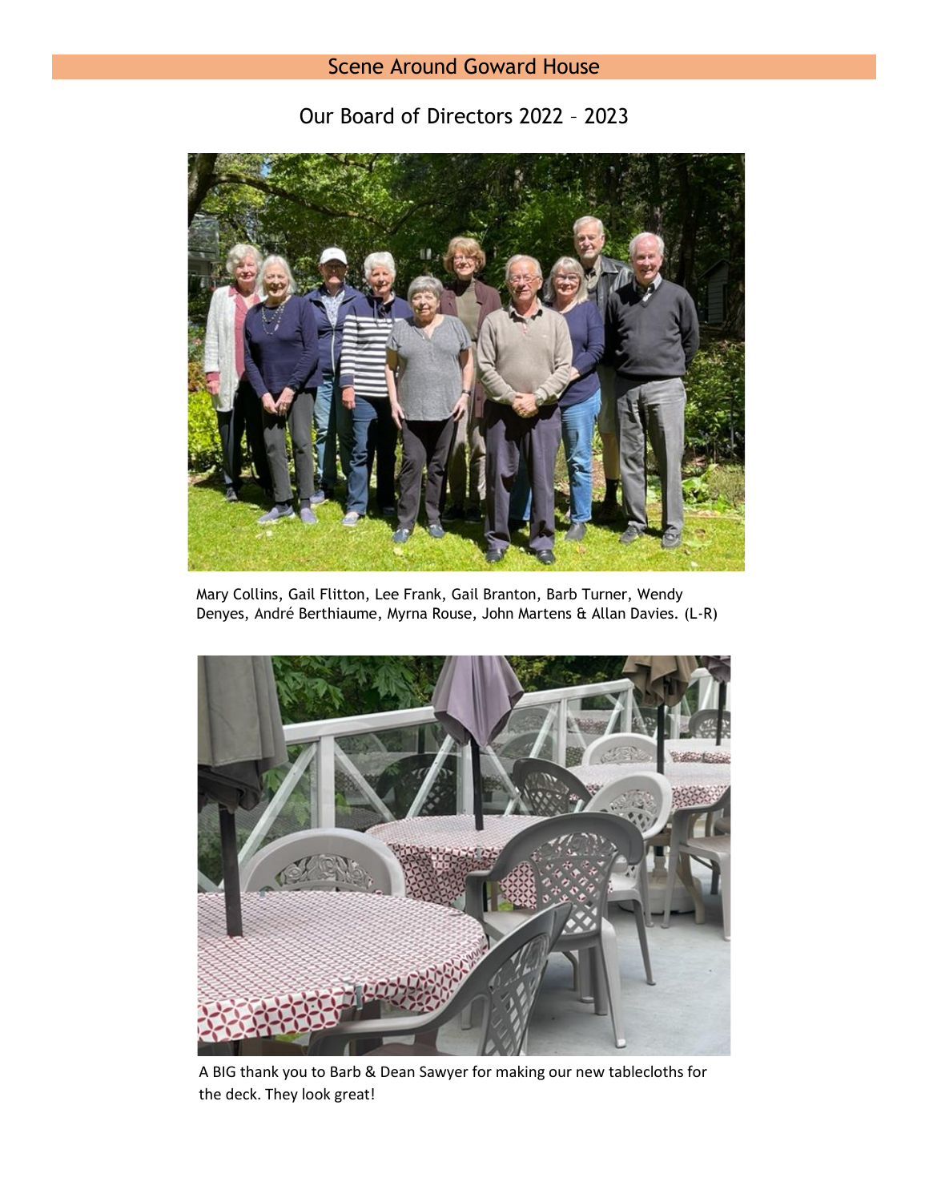## Scene Around Goward House

### Our Board of Directors 2022 – 2023

Mary Collins, Gail Flitton, Lee Frank, Gail Branton, Barb Turner, Wendy Denyes, André Berthiaume, Myrna Rouse, John Martens & Allan Davies. (L-R)

A BIG thank you to Barb & Dean Sawyer for making our new tablecloths for the deck. They look great!